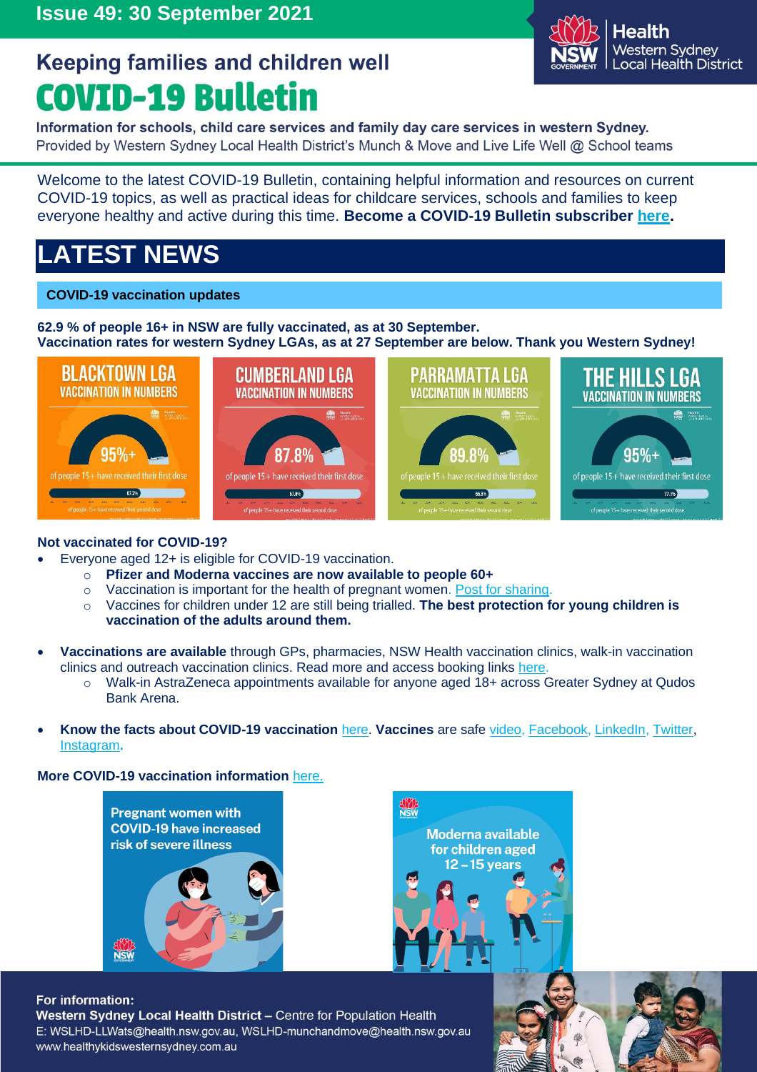Issue 49: 30 September 2021

## Keeping families and children well

# COVID-19 Bulletin

**Information for schools, child care services and family day care services in western Sydney.**
Provided by Western Sydney Local Health District's Munch & Move and Live Life Well @ School teams

Welcome to the latest COVID-19 Bulletin, containing helpful information and resources on current COVID-19 topics, as well as practical ideas for childcare services, schools and families to keep everyone healthy and active during this time. **Become a COVID-19 Bulletin subscriber here.**

# LATEST NEWS

### COVID-19 vaccination updates

**62.9 % of people 16+ in NSW are fully vaccinated, as at 30 September.**
**Vaccination rates for western Sydney LGAs, as at 27 September are below. Thank you Western Sydney!**

| LGA | Vaccination in numbers |
| --- | --- |
| BLACKTOWN LGA | 95%+ of people 15+ have received their first dose; 67.2% of people 15+ have received their second dose |
| CUMBERLAND LGA | 87.8% of people 15+ have received their first dose; 57.8% of people 15+ have received their second dose |
| PARRAMATTA LGA | 89.8% of people 15+ have received their first dose; 66.9% of people 15+ have received their second dose |
| THE HILLS LGA | 95%+ of people 15+ have received their first dose; 77.1% of people 15+ have received their second dose |

**Not vaccinated for COVID-19?**

- Everyone aged 12+ is eligible for COVID-19 vaccination.
  - **Pfizer and Moderna vaccines are now available to people 60+**
  - Vaccination is important for the health of pregnant women. Post for sharing.
  - Vaccines for children under 12 are still being trialled. **The best protection for young children is vaccination of the adults around them.**
- **Vaccinations are available** through GPs, pharmacies, NSW Health vaccination clinics, walk-in vaccination clinics and outreach vaccination clinics. Read more and access booking links here.
  - Walk-in AstraZeneca appointments available for anyone aged 18+ across Greater Sydney at Qudos Bank Arena.
- **Know the facts about COVID-19 vaccination** here. **Vaccines** are safe video, Facebook, LinkedIn, Twitter, Instagram**.**

**More COVID-19 vaccination information** here.

Pregnant women with COVID-19 have increased risk of severe illness

Moderna available for children aged 12 – 15 years

**For information:**
**Western Sydney Local Health District –** Centre for Population Health
E: WSLHD-LLWats@health.nsw.gov.au, WSLHD-munchandmove@health.nsw.gov.au
www.healthykidswesternsydney.com.au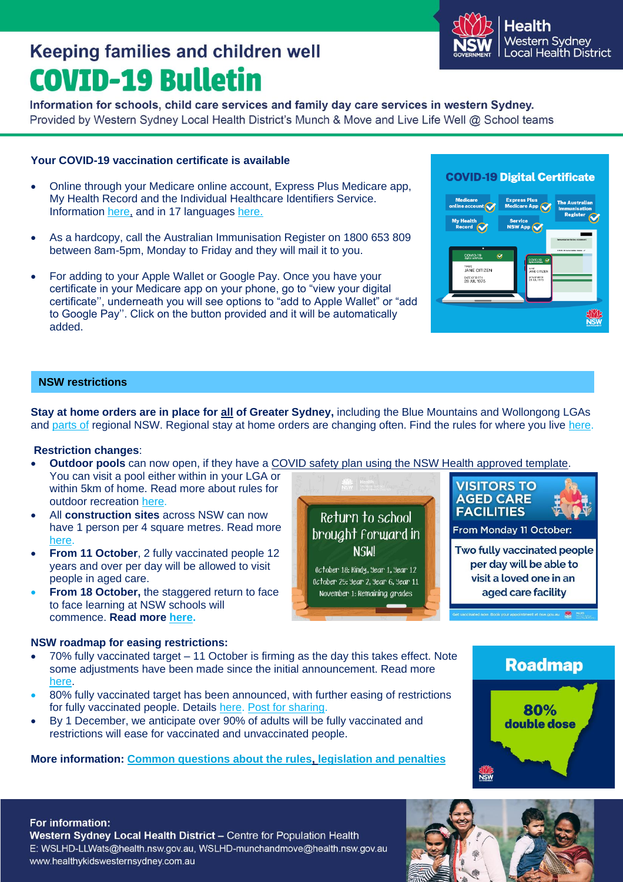Keeping families and children well

# COVID-19 Bulletin

**Information for schools, child care services and family day care services in western Sydney.**
Provided by Western Sydney Local Health District's Munch & Move and Live Life Well @ School teams

### Your COVID-19 vaccination certificate is available

- Online through your Medicare online account, Express Plus Medicare app, My Health Record and the Individual Healthcare Identifiers Service. Information here, and in 17 languages here.
- As a hardcopy, call the Australian Immunisation Register on 1800 653 809 between 8am-5pm, Monday to Friday and they will mail it to you.
- For adding to your Apple Wallet or Google Pay. Once you have your certificate in your Medicare app on your phone, go to "view your digital certificate'', underneath you will see options to "add to Apple Wallet" or "add to Google Pay''. Click on the button provided and it will be automatically added.

## NSW restrictions

**Stay at home orders are in place for all of Greater Sydney,** including the Blue Mountains and Wollongong LGAs and parts of regional NSW. Regional stay at home orders are changing often. Find the rules for where you live here.

**Restriction changes**:

- **Outdoor pools** can now open, if they have a COVID safety plan using the NSW Health approved template. You can visit a pool either within in your LGA or within 5km of home. Read more about rules for outdoor recreation here.
- All **construction sites** across NSW can now have 1 person per 4 square metres. Read more here.
- **From 11 October**, 2 fully vaccinated people 12 years and over per day will be allowed to visit people in aged care.
- **From 18 October,** the staggered return to face to face learning at NSW schools will commence. **Read more here.**

### NSW roadmap for easing restrictions:

- 70% fully vaccinated target – 11 October is firming as the day this takes effect. Note some adjustments have been made since the initial announcement. Read more here.
- 80% fully vaccinated target has been announced, with further easing of restrictions for fully vaccinated people. Details here. Post for sharing.
- By 1 December, we anticipate over 90% of adults will be fully vaccinated and restrictions will ease for vaccinated and unvaccinated people.

**More information: Common questions about the rules, legislation and penalties**

**For information:**
**Western Sydney Local Health District –** Centre for Population Health
E: WSLHD-LLWats@health.nsw.gov.au, WSLHD-munchandmove@health.nsw.gov.au
www.healthykidswesternsydney.com.au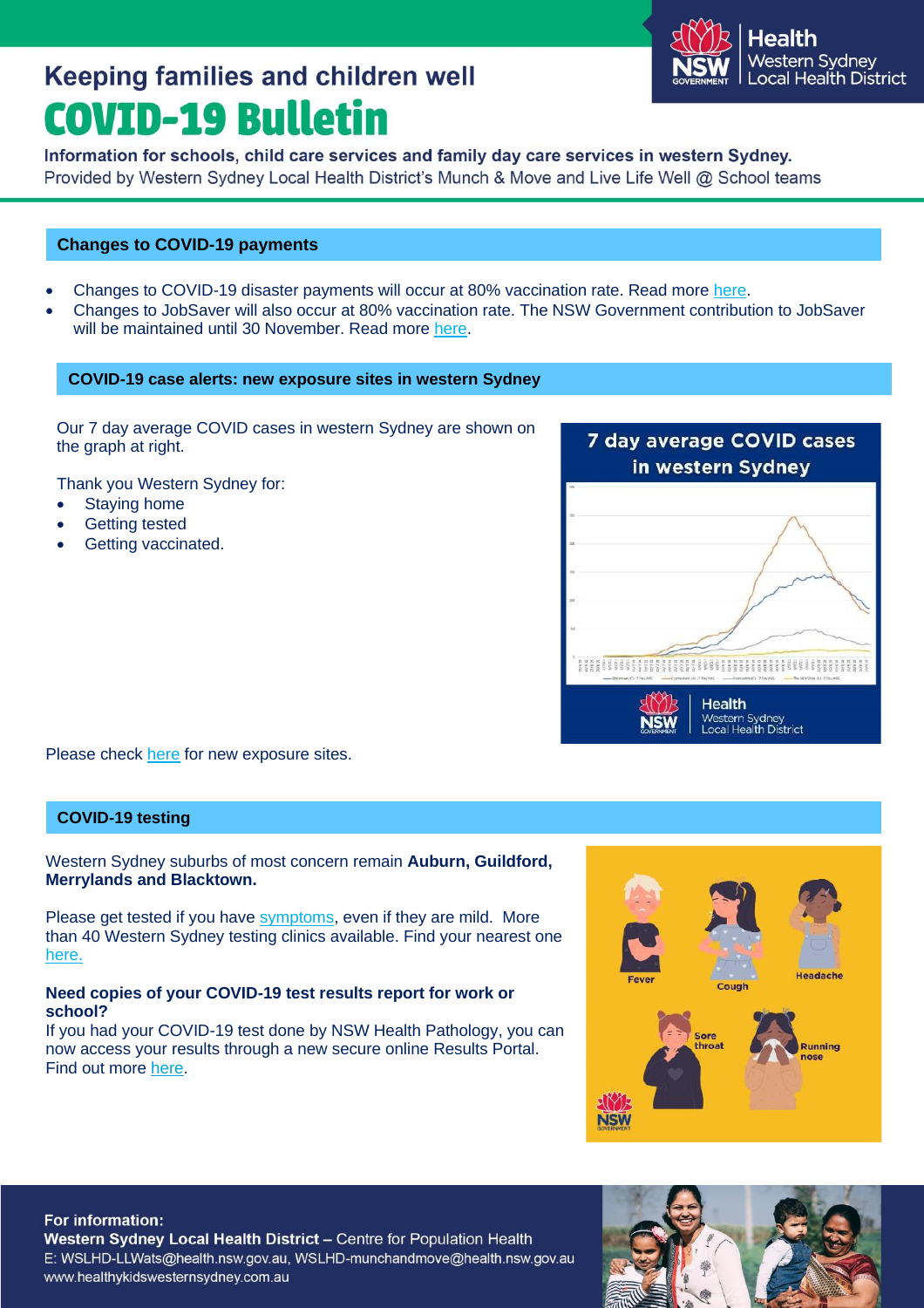# Keeping families and children well

# COVID-19 Bulletin

**Information for schools, child care services and family day care services in western Sydney.**

Provided by Western Sydney Local Health District's Munch & Move and Live Life Well @ School teams

## Changes to COVID-19 payments

- Changes to COVID-19 disaster payments will occur at 80% vaccination rate. Read more here.
- Changes to JobSaver will also occur at 80% vaccination rate. The NSW Government contribution to JobSaver will be maintained until 30 November. Read more here.

## COVID-19 case alerts: new exposure sites in western Sydney

Our 7 day average COVID cases in western Sydney are shown on the graph at right.

Thank you Western Sydney for:

- Staying home
- Getting tested
- Getting vaccinated.

Please check here for new exposure sites.

## COVID-19 testing

Western Sydney suburbs of most concern remain **Auburn, Guildford, Merrylands and Blacktown.**

Please get tested if you have symptoms, even if they are mild. More than 40 Western Sydney testing clinics available. Find your nearest one here.

**Need copies of your COVID-19 test results report for work or school?**

If you had your COVID-19 test done by NSW Health Pathology, you can now access your results through a new secure online Results Portal. Find out more here.

**For information:**

**Western Sydney Local Health District –** Centre for Population Health

E: WSLHD-LLWats@health.nsw.gov.au, WSLHD-munchandmove@health.nsw.gov.au

www.healthykidswesternsydney.com.au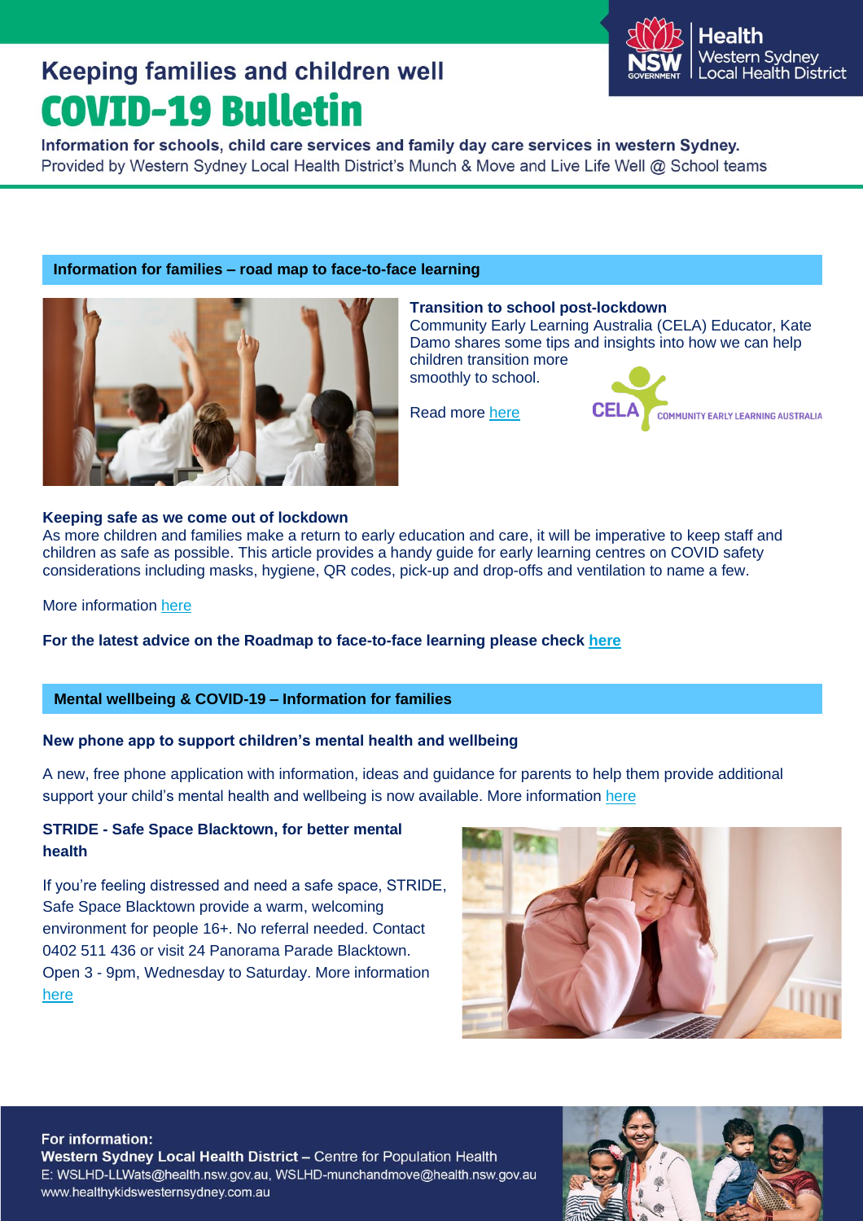Keeping families and children well

# COVID-19 Bulletin

**Information for schools, child care services and family day care services in western Sydney.**
Provided by Western Sydney Local Health District's Munch & Move and Live Life Well @ School teams

## Information for families – road map to face-to-face learning

### Transition to school post-lockdown

Community Early Learning Australia (CELA) Educator, Kate Damo shares some tips and insights into how we can help children transition more smoothly to school.

Read more here

### Keeping safe as we come out of lockdown

As more children and families make a return to early education and care, it will be imperative to keep staff and children as safe as possible. This article provides a handy guide for early learning centres on COVID safety considerations including masks, hygiene, QR codes, pick-up and drop-offs and ventilation to name a few.

More information here

**For the latest advice on the Roadmap to face-to-face learning please check here**

## Mental wellbeing & COVID-19 – Information for families

### New phone app to support children's mental health and wellbeing

A new, free phone application with information, ideas and guidance for parents to help them provide additional support your child's mental health and wellbeing is now available. More information here

### STRIDE - Safe Space Blacktown, for better mental health

If you're feeling distressed and need a safe space, STRIDE, Safe Space Blacktown provide a warm, welcoming environment for people 16+. No referral needed. Contact 0402 511 436 or visit 24 Panorama Parade Blacktown. Open 3 - 9pm, Wednesday to Saturday. More information here

**For information:**
**Western Sydney Local Health District** – Centre for Population Health
E: WSLHD-LLWats@health.nsw.gov.au, WSLHD-munchandmove@health.nsw.gov.au
www.healthykidswesternsydney.com.au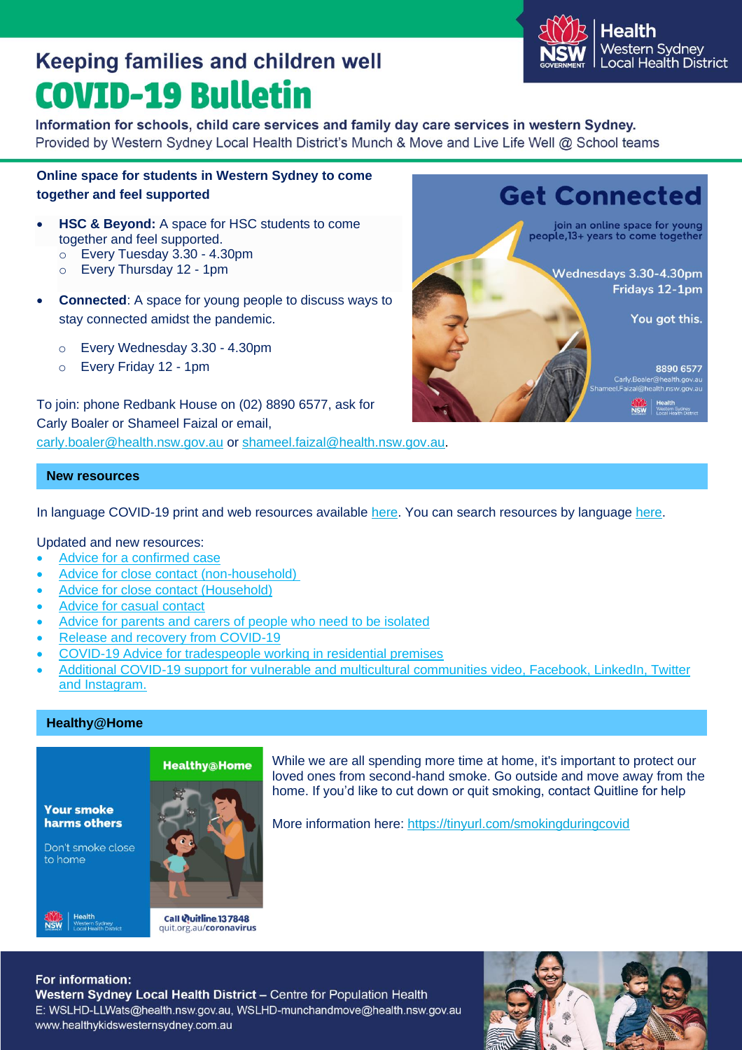Keeping families and children well

# COVID-19 Bulletin

**Information for schools, child care services and family day care services in western Sydney.**
Provided by Western Sydney Local Health District's Munch & Move and Live Life Well @ School teams

## Online space for students in Western Sydney to come together and feel supported

- **HSC & Beyond:** A space for HSC students to come together and feel supported.
  - Every Tuesday 3.30 - 4.30pm
  - Every Thursday 12 - 1pm
- **Connected**: A space for young people to discuss ways to stay connected amidst the pandemic.
  - Every Wednesday 3.30 - 4.30pm
  - Every Friday 12 - 1pm

To join: phone Redbank House on (02) 8890 6577, ask for Carly Boaler or Shameel Faizal or email, carly.boaler@health.nsw.gov.au or shameel.faizal@health.nsw.gov.au.

## New resources

In language COVID-19 print and web resources available here. You can search resources by language here.

Updated and new resources:

- Advice for a confirmed case
- Advice for close contact (non-household)
- Advice for close contact (Household)
- Advice for casual contact
- Advice for parents and carers of people who need to be isolated
- Release and recovery from COVID-19
- COVID-19 Advice for tradespeople working in residential premises
- Additional COVID-19 support for vulnerable and multicultural communities video, Facebook, LinkedIn, Twitter and Instagram.

## Healthy@Home

While we are all spending more time at home, it's important to protect our loved ones from second-hand smoke. Go outside and move away from the home. If you'd like to cut down or quit smoking, contact Quitline for help

More information here: https://tinyurl.com/smokingduringcovid

**For information:**
**Western Sydney Local Health District** – Centre for Population Health
E: WSLHD-LLWats@health.nsw.gov.au, WSLHD-munchandmove@health.nsw.gov.au
www.healthykidswesternsydney.com.au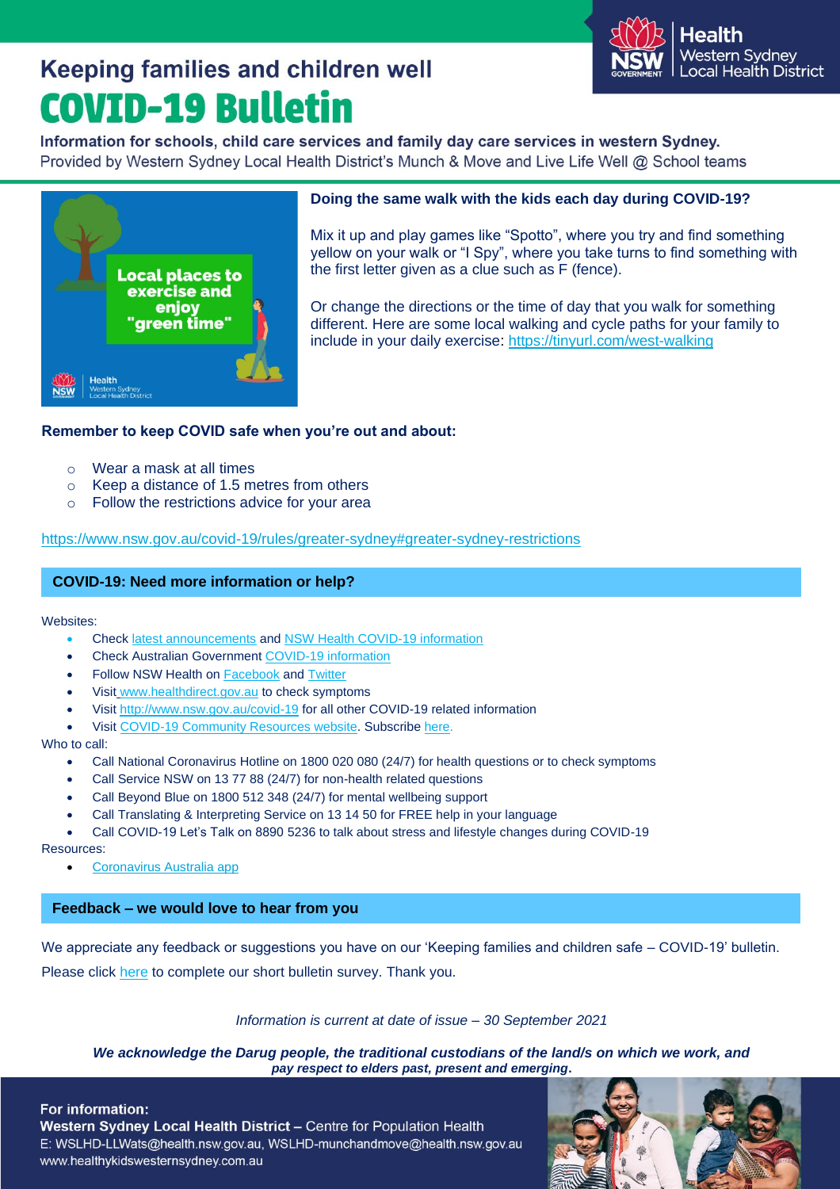# Keeping families and children well

# COVID-19 Bulletin

**Information for schools, child care services and family day care services in western Sydney.**

Provided by Western Sydney Local Health District's Munch & Move and Live Life Well @ School teams

Local places to exercise and enjoy "green time"

### Doing the same walk with the kids each day during COVID-19?

Mix it up and play games like "Spotto", where you try and find something yellow on your walk or "I Spy", where you take turns to find something with the first letter given as a clue such as F (fence).

Or change the directions or the time of day that you walk for something different. Here are some local walking and cycle paths for your family to include in your daily exercise: https://tinyurl.com/west-walking

**Remember to keep COVID safe when you're out and about:**

- Wear a mask at all times
- Keep a distance of 1.5 metres from others
- Follow the restrictions advice for your area

https://www.nsw.gov.au/covid-19/rules/greater-sydney#greater-sydney-restrictions

## COVID-19: Need more information or help?

Websites:

- Check latest announcements and NSW Health COVID-19 information
- Check Australian Government COVID-19 information
- Follow NSW Health on Facebook and Twitter
- Visit www.healthdirect.gov.au to check symptoms
- Visit http://www.nsw.gov.au/covid-19 for all other COVID-19 related information
- Visit COVID-19 Community Resources website. Subscribe here.

Who to call:

- Call National Coronavirus Hotline on 1800 020 080 (24/7) for health questions or to check symptoms
- Call Service NSW on 13 77 88 (24/7) for non-health related questions
- Call Beyond Blue on 1800 512 348 (24/7) for mental wellbeing support
- Call Translating & Interpreting Service on 13 14 50 for FREE help in your language
- Call COVID-19 Let's Talk on 8890 5236 to talk about stress and lifestyle changes during COVID-19

Resources:

- Coronavirus Australia app

## Feedback – we would love to hear from you

We appreciate any feedback or suggestions you have on our 'Keeping families and children safe – COVID-19' bulletin. Please click here to complete our short bulletin survey. Thank you.

*Information is current at date of issue – 30 September 2021*

***We acknowledge the Darug people, the traditional custodians of the land/s on which we work, and pay respect to elders past, present and emerging.***

**For information:**

**Western Sydney Local Health District** – Centre for Population Health

E: WSLHD-LLWats@health.nsw.gov.au, WSLHD-munchandmove@health.nsw.gov.au

www.healthykidswesternsydney.com.au